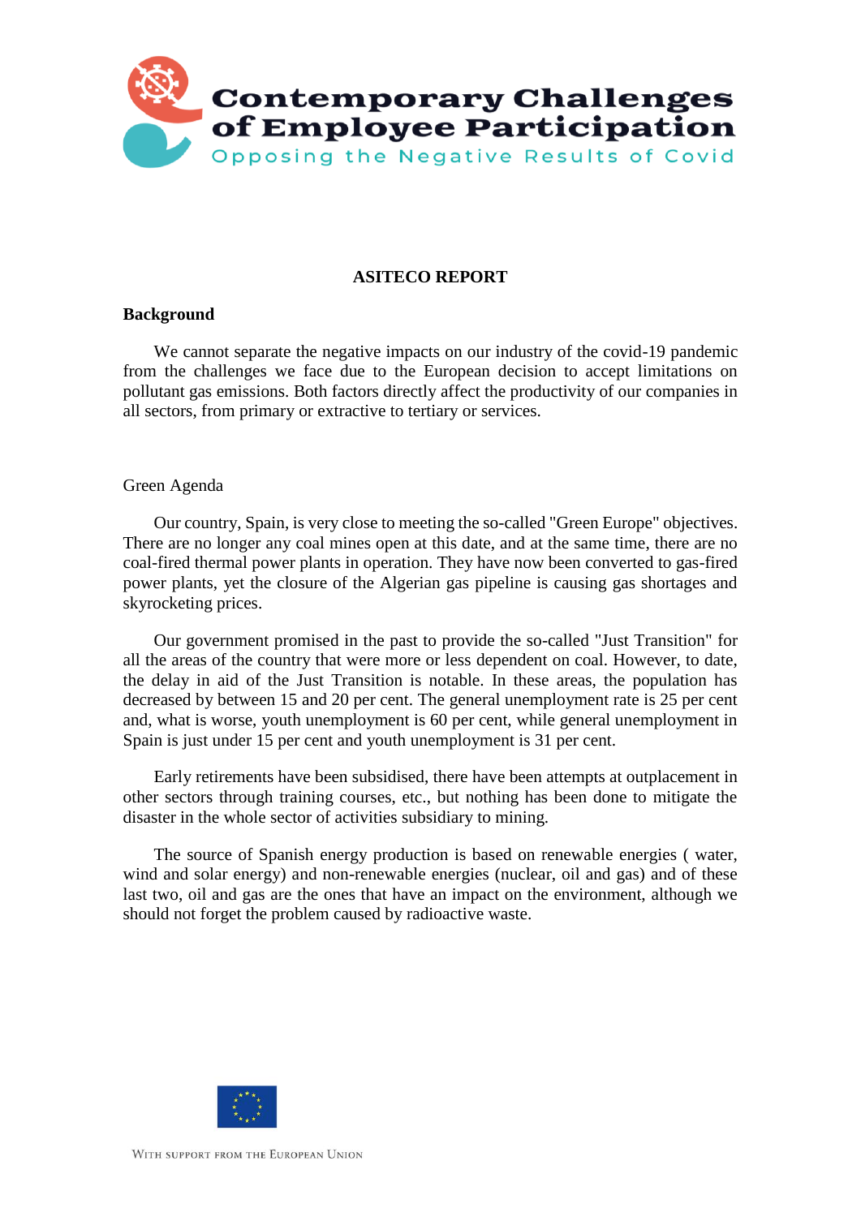# Contemporary Challenges of Employee Participation

Opposing the Negative Results of Covid

## ASITECO REPORT

### Background

We cannot separate the negative impacts on our industry of the covid-19 pandemic from the challenges we face due to the European decision to accept limitations on pollutant gas emissions. Both factors directly affect the productivity of our companies in all sectors, from primary or extractive to tertiary or services.

Green Agenda

Our country, Spain, is very close to meeting the so-called "Green Europe" objectives. There are no longer any coal mines open at this date, and at the same time, there are no coal-fired thermal power plants in operation. They have now been converted to gas-fired power plants, yet the closure of the Algerian gas pipeline is causing gas shortages and skyrocketing prices.

Our government promised in the past to provide the so-called "Just Transition" for all the areas of the country that were more or less dependent on coal. However, to date, the delay in aid of the Just Transition is notable. In these areas, the population has decreased by between 15 and 20 per cent. The general unemployment rate is 25 per cent and, what is worse, youth unemployment is 60 per cent, while general unemployment in Spain is just under 15 per cent and youth unemployment is 31 per cent.

Early retirements have been subsidised, there have been attempts at outplacement in other sectors through training courses, etc., but nothing has been done to mitigate the disaster in the whole sector of activities subsidiary to mining.

The source of Spanish energy production is based on renewable energies ( water, wind and solar energy) and non-renewable energies (nuclear, oil and gas) and of these last two, oil and gas are the ones that have an impact on the environment, although we should not forget the problem caused by radioactive waste.

With support from the European Union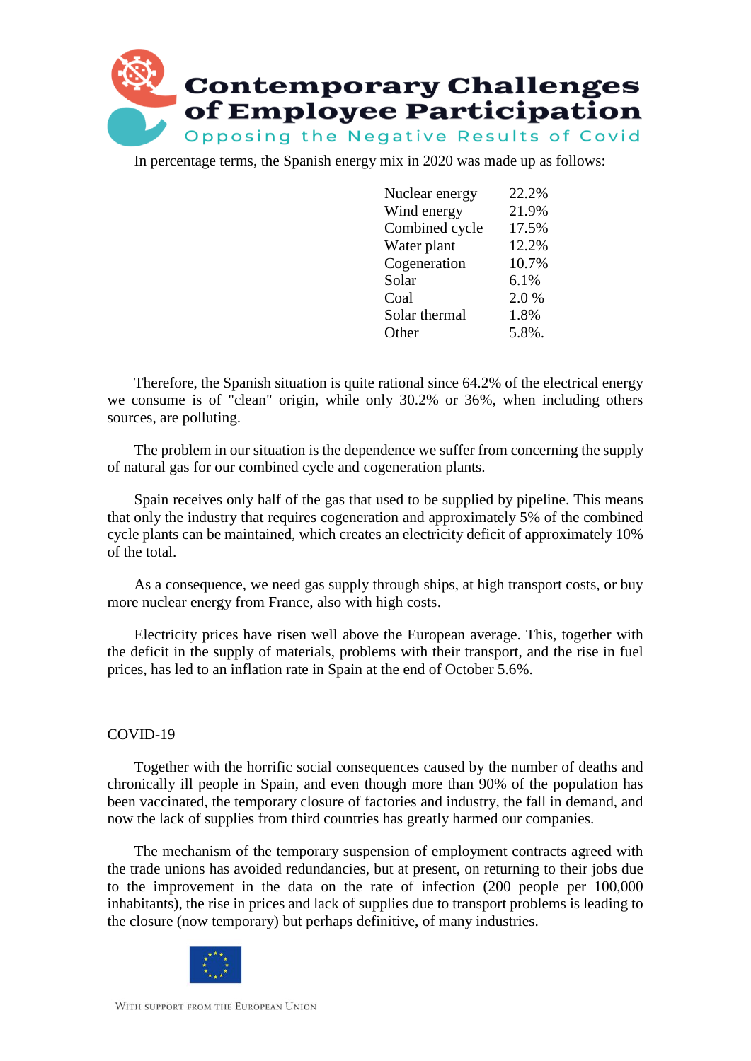In percentage terms, the Spanish energy mix in 2020 was made up as follows:

| | |
|---|---|
| Nuclear energy | 22.2% |
| Wind energy | 21.9% |
| Combined cycle | 17.5% |
| Water plant | 12.2% |
| Cogeneration | 10.7% |
| Solar | 6.1% |
| Coal | 2.0 % |
| Solar thermal | 1.8% |
| Other | 5.8%. |

Therefore, the Spanish situation is quite rational since 64.2% of the electrical energy we consume is of "clean" origin, while only 30.2% or 36%, when including others sources, are polluting.

The problem in our situation is the dependence we suffer from concerning the supply of natural gas for our combined cycle and cogeneration plants.

Spain receives only half of the gas that used to be supplied by pipeline. This means that only the industry that requires cogeneration and approximately 5% of the combined cycle plants can be maintained, which creates an electricity deficit of approximately 10% of the total.

As a consequence, we need gas supply through ships, at high transport costs, or buy more nuclear energy from France, also with high costs.

Electricity prices have risen well above the European average. This, together with the deficit in the supply of materials, problems with their transport, and the rise in fuel prices, has led to an inflation rate in Spain at the end of October 5.6%.

COVID-19

Together with the horrific social consequences caused by the number of deaths and chronically ill people in Spain, and even though more than 90% of the population has been vaccinated, the temporary closure of factories and industry, the fall in demand, and now the lack of supplies from third countries has greatly harmed our companies.

The mechanism of the temporary suspension of employment contracts agreed with the trade unions has avoided redundancies, but at present, on returning to their jobs due to the improvement in the data on the rate of infection (200 people per 100,000 inhabitants), the rise in prices and lack of supplies due to transport problems is leading to the closure (now temporary) but perhaps definitive, of many industries.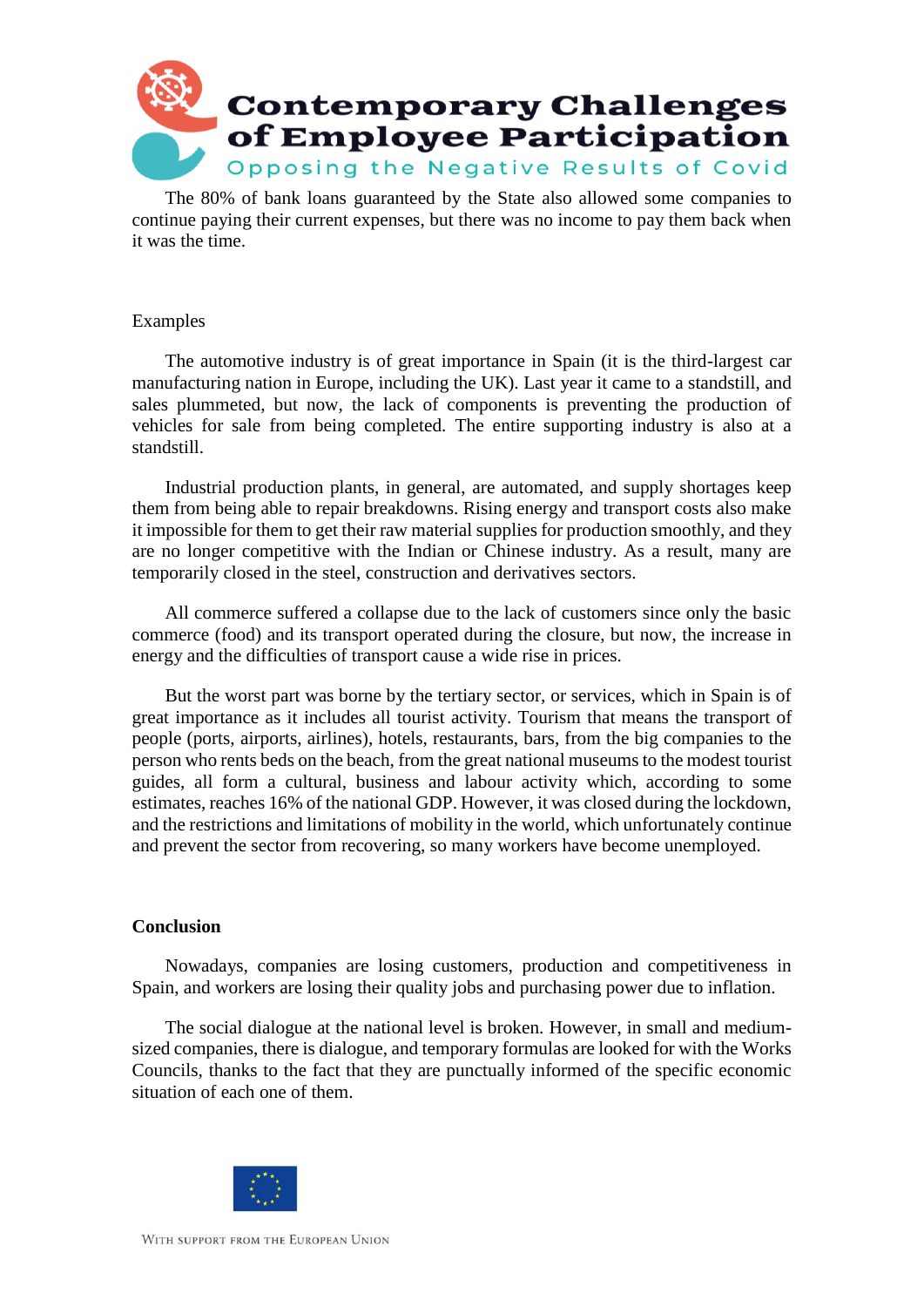The 80% of bank loans guaranteed by the State also allowed some companies to continue paying their current expenses, but there was no income to pay them back when it was the time.

Examples

The automotive industry is of great importance in Spain (it is the third-largest car manufacturing nation in Europe, including the UK). Last year it came to a standstill, and sales plummeted, but now, the lack of components is preventing the production of vehicles for sale from being completed. The entire supporting industry is also at a standstill.

Industrial production plants, in general, are automated, and supply shortages keep them from being able to repair breakdowns. Rising energy and transport costs also make it impossible for them to get their raw material supplies for production smoothly, and they are no longer competitive with the Indian or Chinese industry. As a result, many are temporarily closed in the steel, construction and derivatives sectors.

All commerce suffered a collapse due to the lack of customers since only the basic commerce (food) and its transport operated during the closure, but now, the increase in energy and the difficulties of transport cause a wide rise in prices.

But the worst part was borne by the tertiary sector, or services, which in Spain is of great importance as it includes all tourist activity. Tourism that means the transport of people (ports, airports, airlines), hotels, restaurants, bars, from the big companies to the person who rents beds on the beach, from the great national museums to the modest tourist guides, all form a cultural, business and labour activity which, according to some estimates, reaches 16% of the national GDP. However, it was closed during the lockdown, and the restrictions and limitations of mobility in the world, which unfortunately continue and prevent the sector from recovering, so many workers have become unemployed.

**Conclusion**

Nowadays, companies are losing customers, production and competitiveness in Spain, and workers are losing their quality jobs and purchasing power due to inflation.

The social dialogue at the national level is broken. However, in small and medium-sized companies, there is dialogue, and temporary formulas are looked for with the Works Councils, thanks to the fact that they are punctually informed of the specific economic situation of each one of them.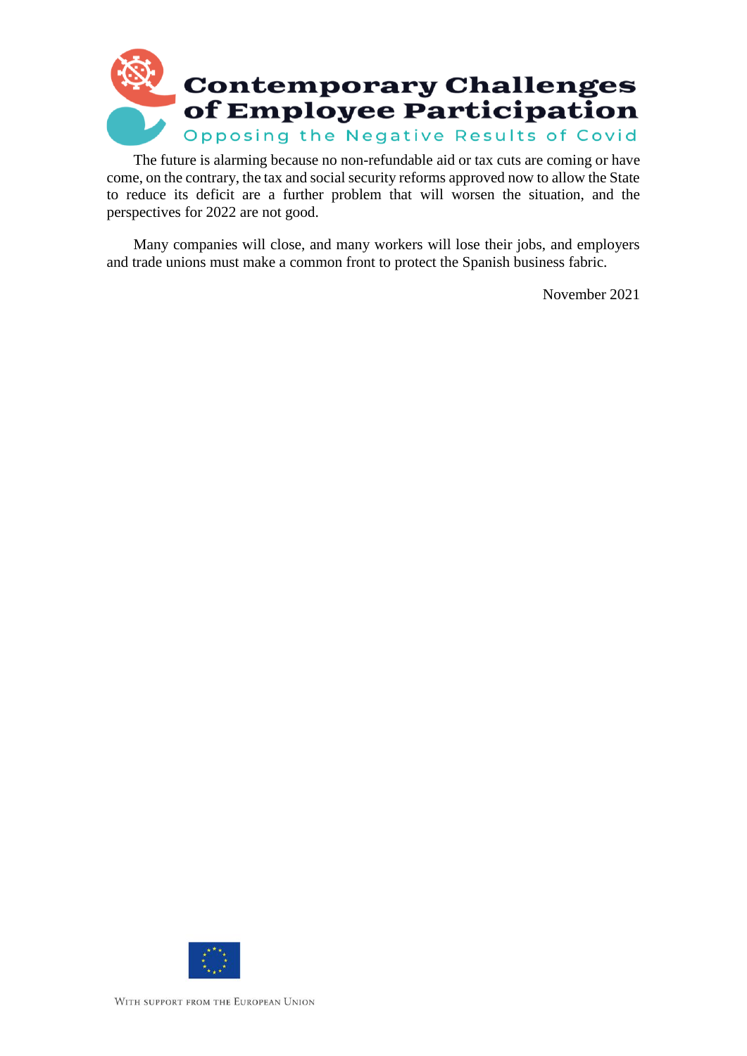The future is alarming because no non-refundable aid or tax cuts are coming or have come, on the contrary, the tax and social security reforms approved now to allow the State to reduce its deficit are a further problem that will worsen the situation, and the perspectives for 2022 are not good.

Many companies will close, and many workers will lose their jobs, and employers and trade unions must make a common front to protect the Spanish business fabric.

November 2021